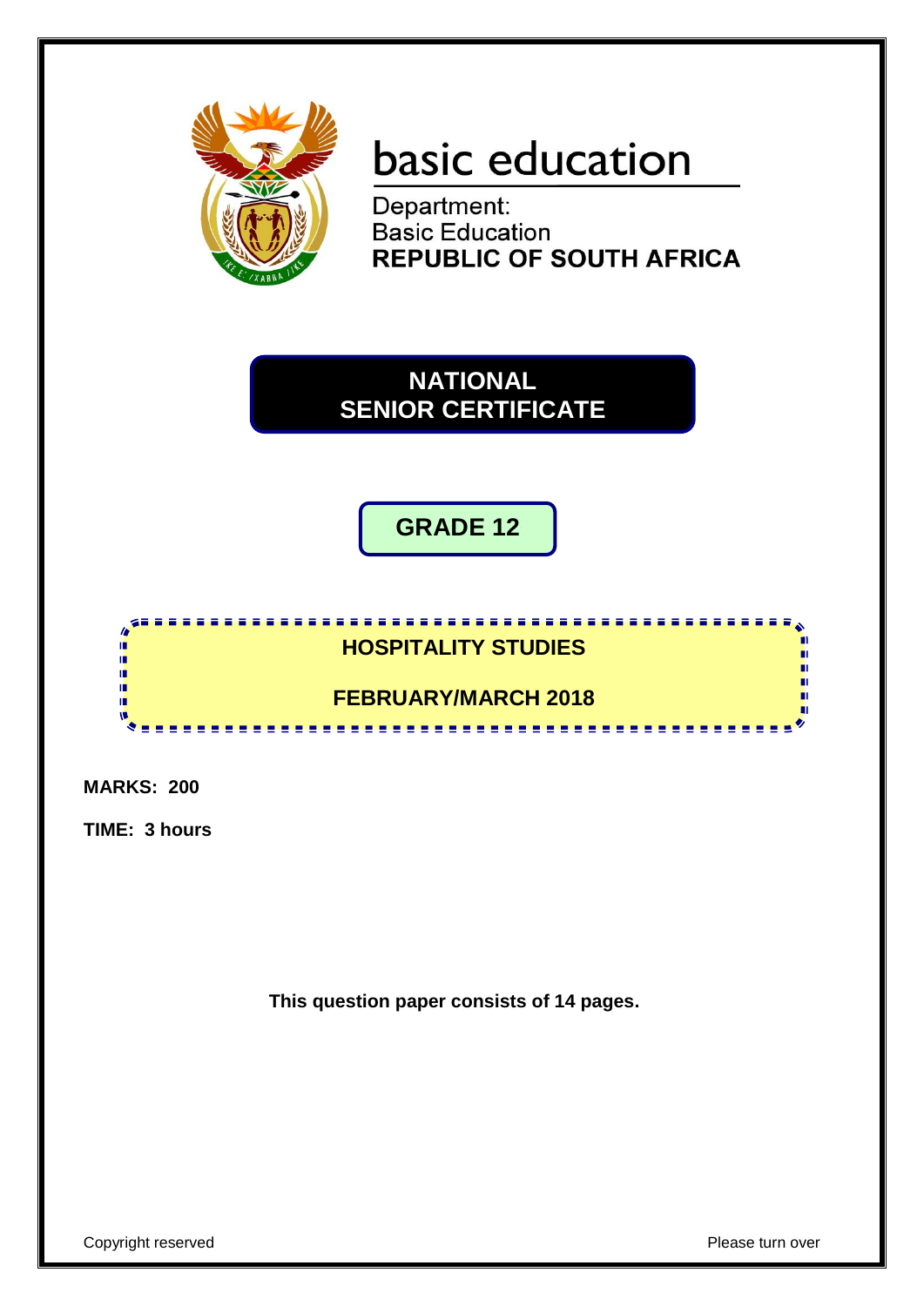# basic education

Department:
Basic Education
**REPUBLIC OF SOUTH AFRICA**

## NATIONAL SENIOR CERTIFICATE

## GRADE 12

## HOSPITALITY STUDIES

## FEBRUARY/MARCH 2018

**MARKS: 200**

**TIME: 3 hours**

**This question paper consists of 14 pages.**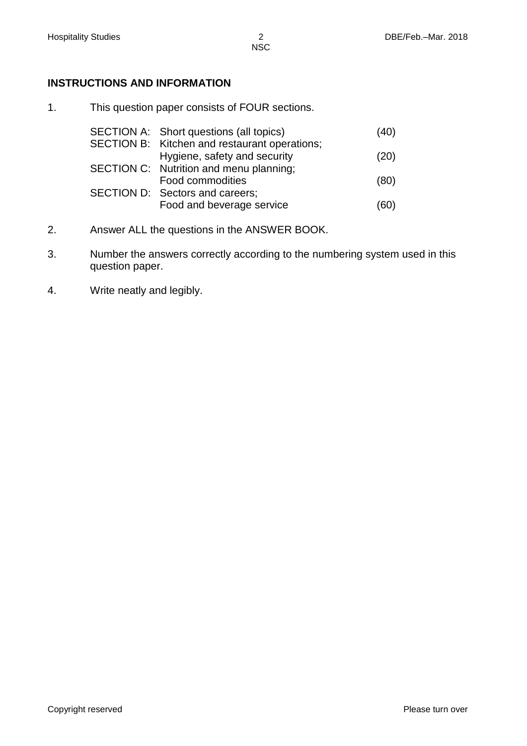## INSTRUCTIONS AND INFORMATION

1. This question paper consists of FOUR sections.

| | | |
|---|---|---|
| SECTION A: | Short questions (all topics) | (40) |
| SECTION B: | Kitchen and restaurant operations; Hygiene, safety and security | (20) |
| SECTION C: | Nutrition and menu planning; Food commodities | (80) |
| SECTION D: | Sectors and careers; Food and beverage service | (60) |

2. Answer ALL the questions in the ANSWER BOOK.

3. Number the answers correctly according to the numbering system used in this question paper.

4. Write neatly and legibly.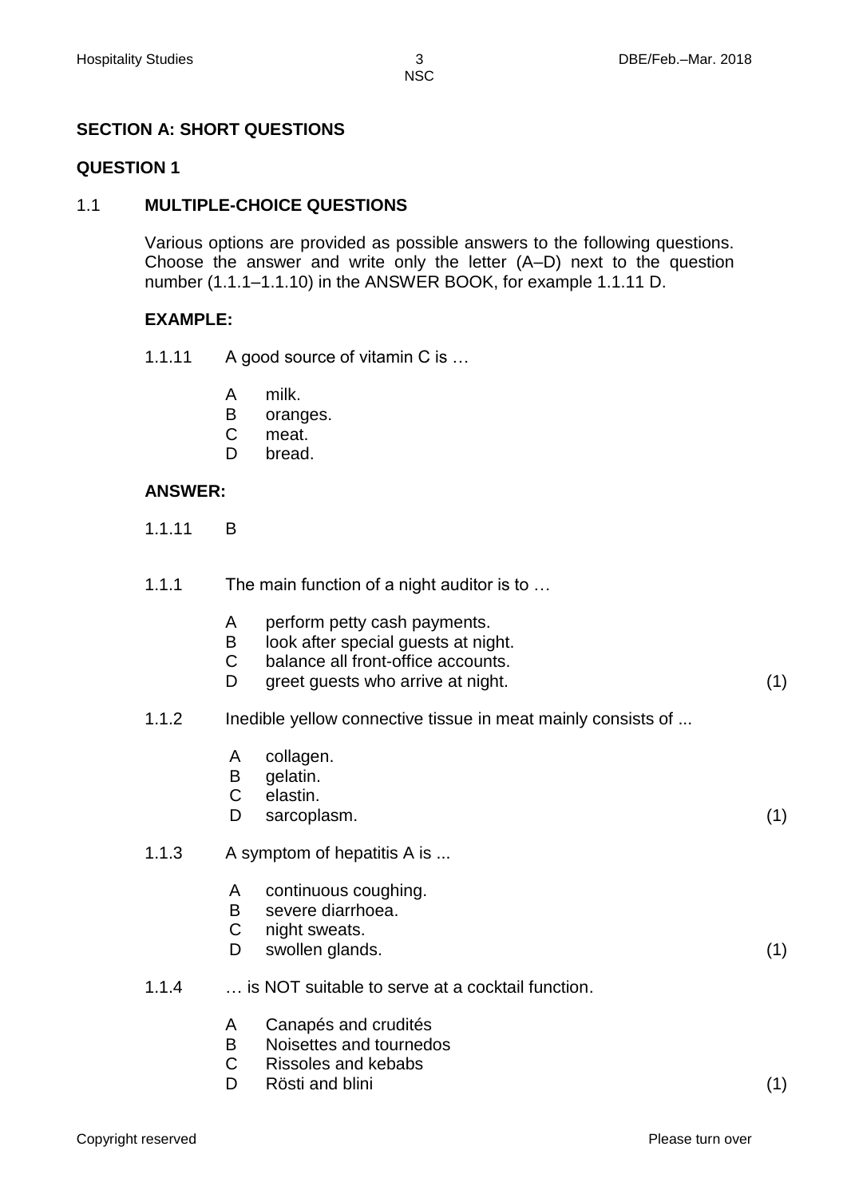## SECTION A: SHORT QUESTIONS

## QUESTION 1

### 1.1 MULTIPLE-CHOICE QUESTIONS

Various options are provided as possible answers to the following questions. Choose the answer and write only the letter (A–D) next to the question number (1.1.1–1.1.10) in the ANSWER BOOK, for example 1.1.11 D.

**EXAMPLE:**

1.1.11 A good source of vitamin C is …

- A milk.
- B oranges.
- C meat.
- D bread.

**ANSWER:**

1.1.11 B

1.1.1 The main function of a night auditor is to …

- A perform petty cash payments.
- B look after special guests at night.
- C balance all front-office accounts.
- D greet guests who arrive at night. (1)

1.1.2 Inedible yellow connective tissue in meat mainly consists of ...

- A collagen.
- B gelatin.
- C elastin.
- D sarcoplasm. (1)

1.1.3 A symptom of hepatitis A is ...

- A continuous coughing.
- B severe diarrhoea.
- C night sweats.
- D swollen glands. (1)

1.1.4 … is NOT suitable to serve at a cocktail function.

- A Canapés and crudités
- B Noisettes and tournedos
- C Rissoles and kebabs
- D Rösti and blini (1)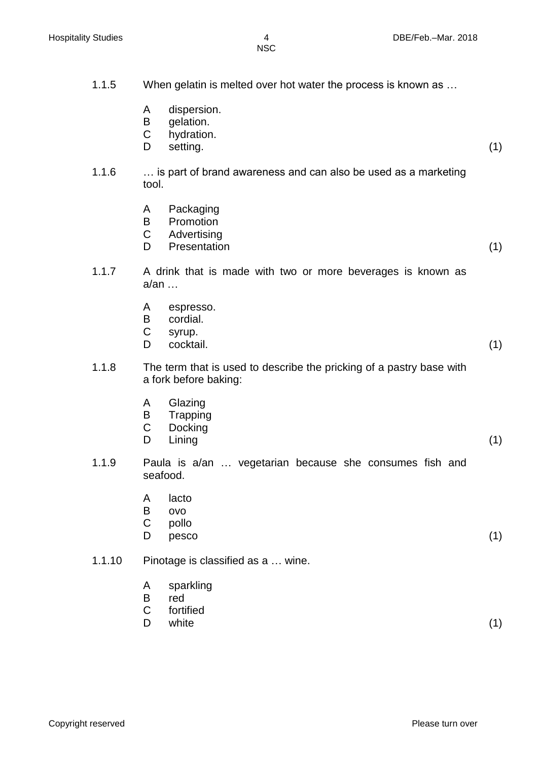1.1.5 When gelatin is melted over hot water the process is known as …

A dispersion.
B gelation.
C hydration.
D setting. (1)

1.1.6 … is part of brand awareness and can also be used as a marketing tool.

A Packaging
B Promotion
C Advertising
D Presentation (1)

1.1.7 A drink that is made with two or more beverages is known as a/an …

A espresso.
B cordial.
C syrup.
D cocktail. (1)

1.1.8 The term that is used to describe the pricking of a pastry base with a fork before baking:

A Glazing
B Trapping
C Docking
D Lining (1)

1.1.9 Paula is a/an … vegetarian because she consumes fish and seafood.

A lacto
B ovo
C pollo
D pesco (1)

1.1.10 Pinotage is classified as a … wine.

A sparkling
B red
C fortified
D white (1)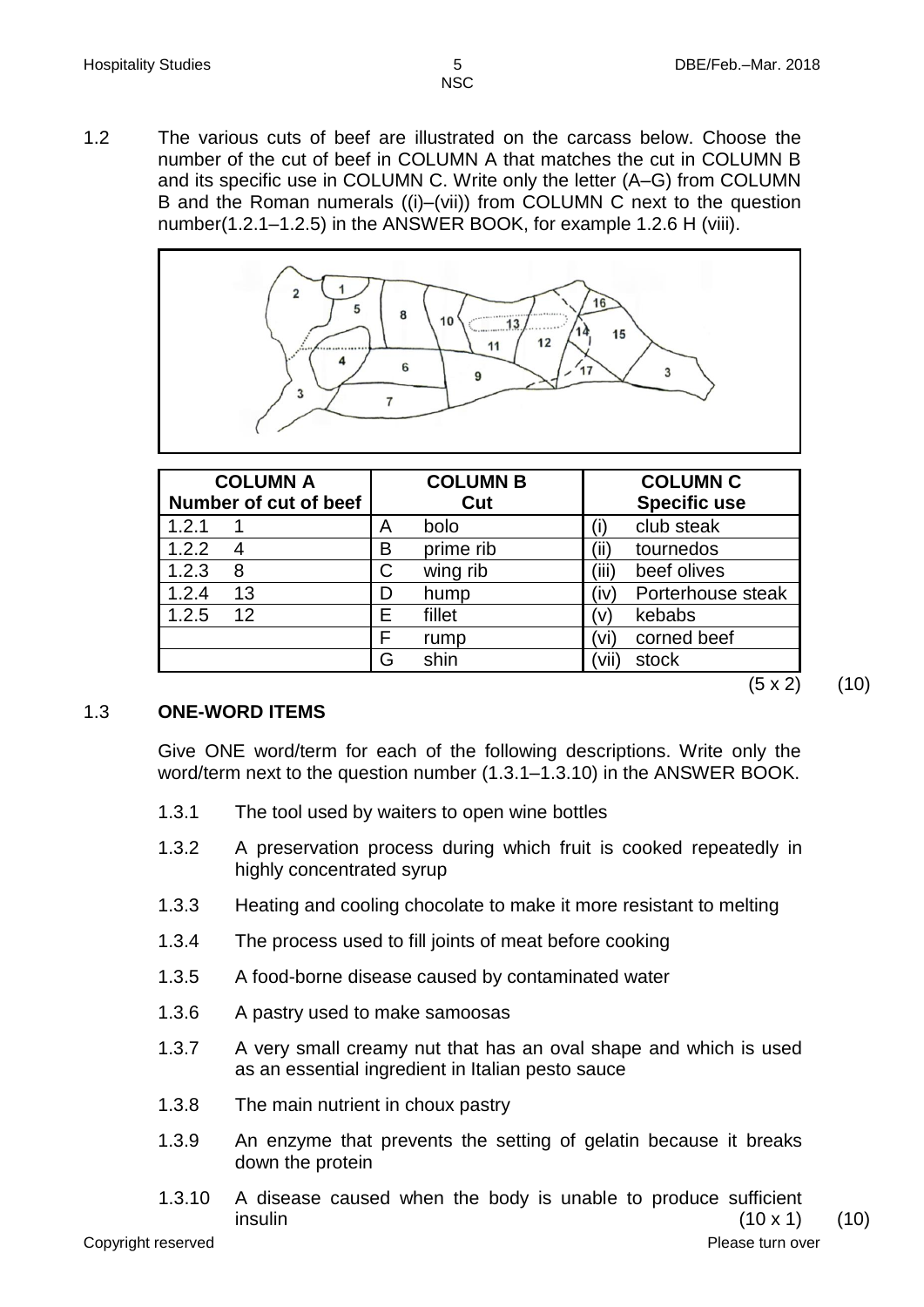1.2 The various cuts of beef are illustrated on the carcass below. Choose the number of the cut of beef in COLUMN A that matches the cut in COLUMN B and its specific use in COLUMN C. Write only the letter (A–G) from COLUMN B and the Roman numerals ((i)–(vii)) from COLUMN C next to the question number(1.2.1–1.2.5) in the ANSWER BOOK, for example 1.2.6 H (viii).

| COLUMN A<br>Number of cut of beef | COLUMN B<br>Cut | COLUMN C<br>Specific use |
|---|---|---|
| 1.2.1 1 | A bolo | (i) club steak |
| 1.2.2 4 | B prime rib | (ii) tournedos |
| 1.2.3 8 | C wing rib | (iii) beef olives |
| 1.2.4 13 | D hump | (iv) Porterhouse steak |
| 1.2.5 12 | E fillet | (v) kebabs |
| | F rump | (vi) corned beef |
| | G shin | (vii) stock |

(5 x 2) (10)

1.3 **ONE-WORD ITEMS**

Give ONE word/term for each of the following descriptions. Write only the word/term next to the question number (1.3.1–1.3.10) in the ANSWER BOOK.

1.3.1 The tool used by waiters to open wine bottles

1.3.2 A preservation process during which fruit is cooked repeatedly in highly concentrated syrup

1.3.3 Heating and cooling chocolate to make it more resistant to melting

1.3.4 The process used to fill joints of meat before cooking

1.3.5 A food-borne disease caused by contaminated water

1.3.6 A pastry used to make samoosas

1.3.7 A very small creamy nut that has an oval shape and which is used as an essential ingredient in Italian pesto sauce

1.3.8 The main nutrient in choux pastry

1.3.9 An enzyme that prevents the setting of gelatin because it breaks down the protein

1.3.10 A disease caused when the body is unable to produce sufficient insulin (10 x 1) (10)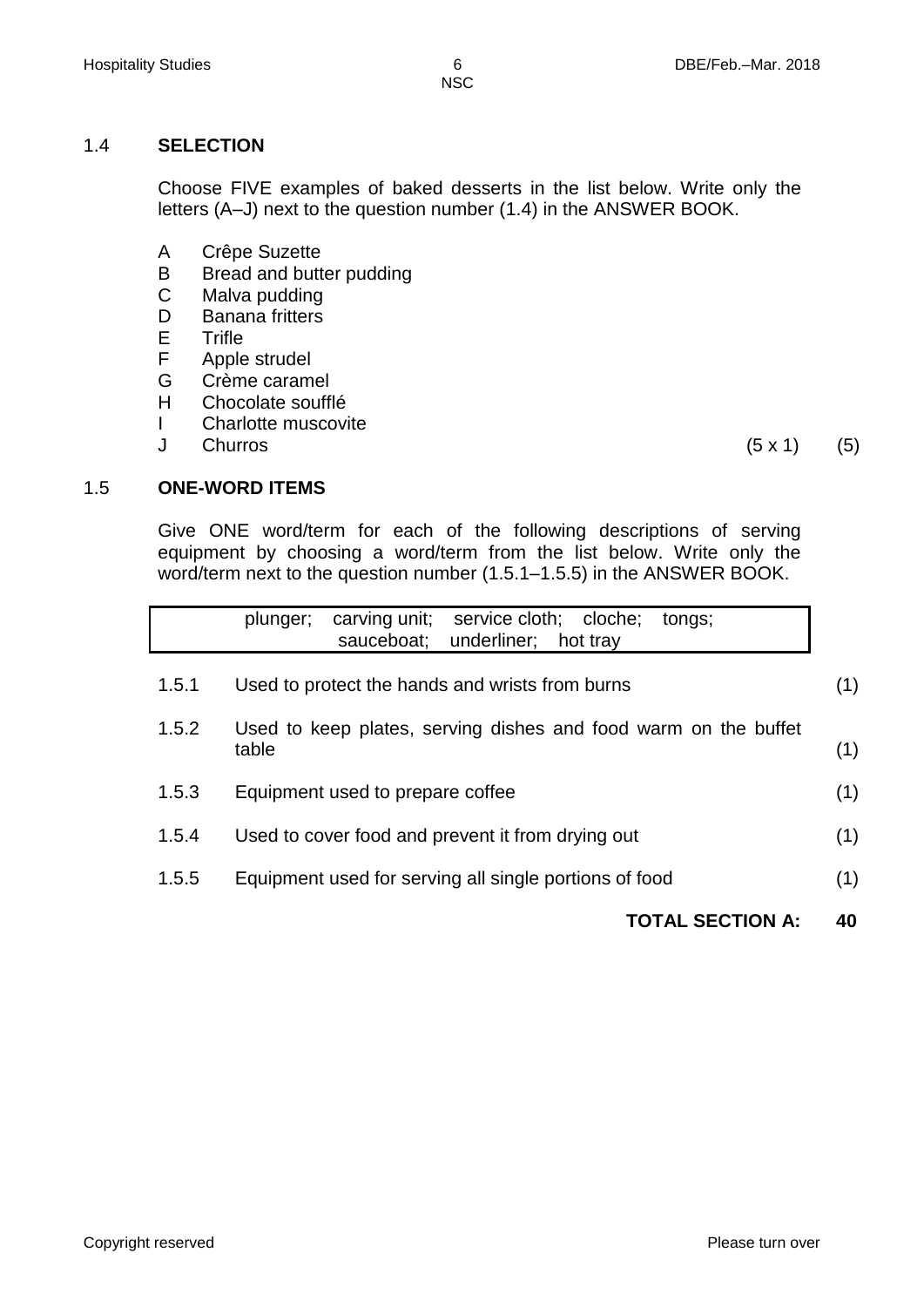## 1.4 SELECTION

Choose FIVE examples of baked desserts in the list below. Write only the letters (A–J) next to the question number (1.4) in the ANSWER BOOK.

A Crêpe Suzette
B Bread and butter pudding
C Malva pudding
D Banana fritters
E Trifle
F Apple strudel
G Crème caramel
H Chocolate soufflé
I Charlotte muscovite
J Churros (5 x 1) (5)

## 1.5 ONE-WORD ITEMS

Give ONE word/term for each of the following descriptions of serving equipment by choosing a word/term from the list below. Write only the word/term next to the question number (1.5.1–1.5.5) in the ANSWER BOOK.

| plunger; carving unit; service cloth; cloche; tongs; sauceboat; underliner; hot tray |
|---|

1.5.1 Used to protect the hands and wrists from burns (1)

1.5.2 Used to keep plates, serving dishes and food warm on the buffet table (1)

1.5.3 Equipment used to prepare coffee (1)

1.5.4 Used to cover food and prevent it from drying out (1)

1.5.5 Equipment used for serving all single portions of food (1)

**TOTAL SECTION A: 40**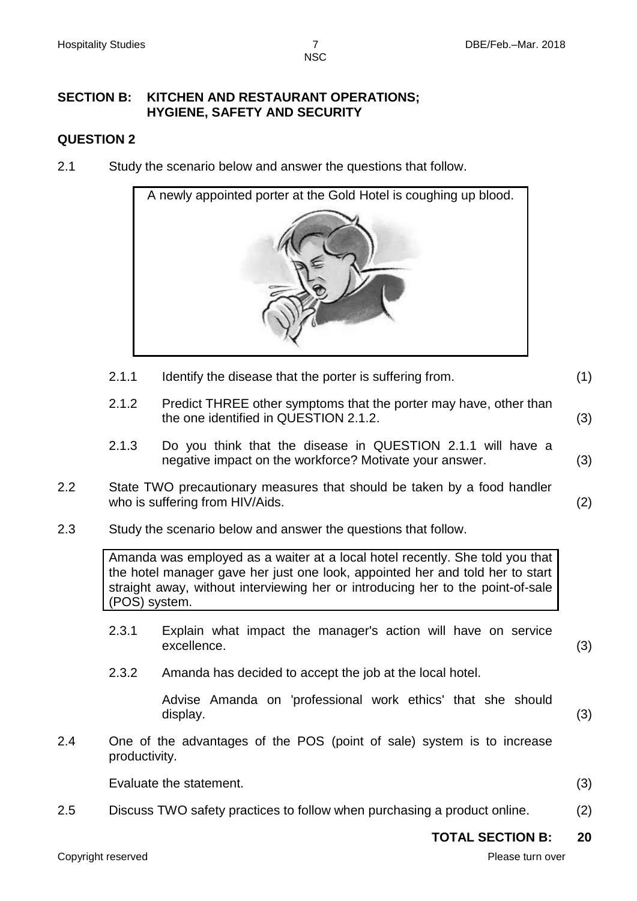## SECTION B: KITCHEN AND RESTAURANT OPERATIONS; HYGIENE, SAFETY AND SECURITY

### QUESTION 2

2.1 Study the scenario below and answer the questions that follow.

> A newly appointed porter at the Gold Hotel is coughing up blood.

2.1.1 Identify the disease that the porter is suffering from. (1)

2.1.2 Predict THREE other symptoms that the porter may have, other than the one identified in QUESTION 2.1.2. (3)

2.1.3 Do you think that the disease in QUESTION 2.1.1 will have a negative impact on the workforce? Motivate your answer. (3)

2.2 State TWO precautionary measures that should be taken by a food handler who is suffering from HIV/Aids. (2)

2.3 Study the scenario below and answer the questions that follow.

> Amanda was employed as a waiter at a local hotel recently. She told you that the hotel manager gave her just one look, appointed her and told her to start straight away, without interviewing her or introducing her to the point-of-sale (POS) system.

2.3.1 Explain what impact the manager's action will have on service excellence. (3)

2.3.2 Amanda has decided to accept the job at the local hotel.

Advise Amanda on 'professional work ethics' that she should display. (3)

2.4 One of the advantages of the POS (point of sale) system is to increase productivity.

Evaluate the statement. (3)

2.5 Discuss TWO safety practices to follow when purchasing a product online. (2)

**TOTAL SECTION B: 20**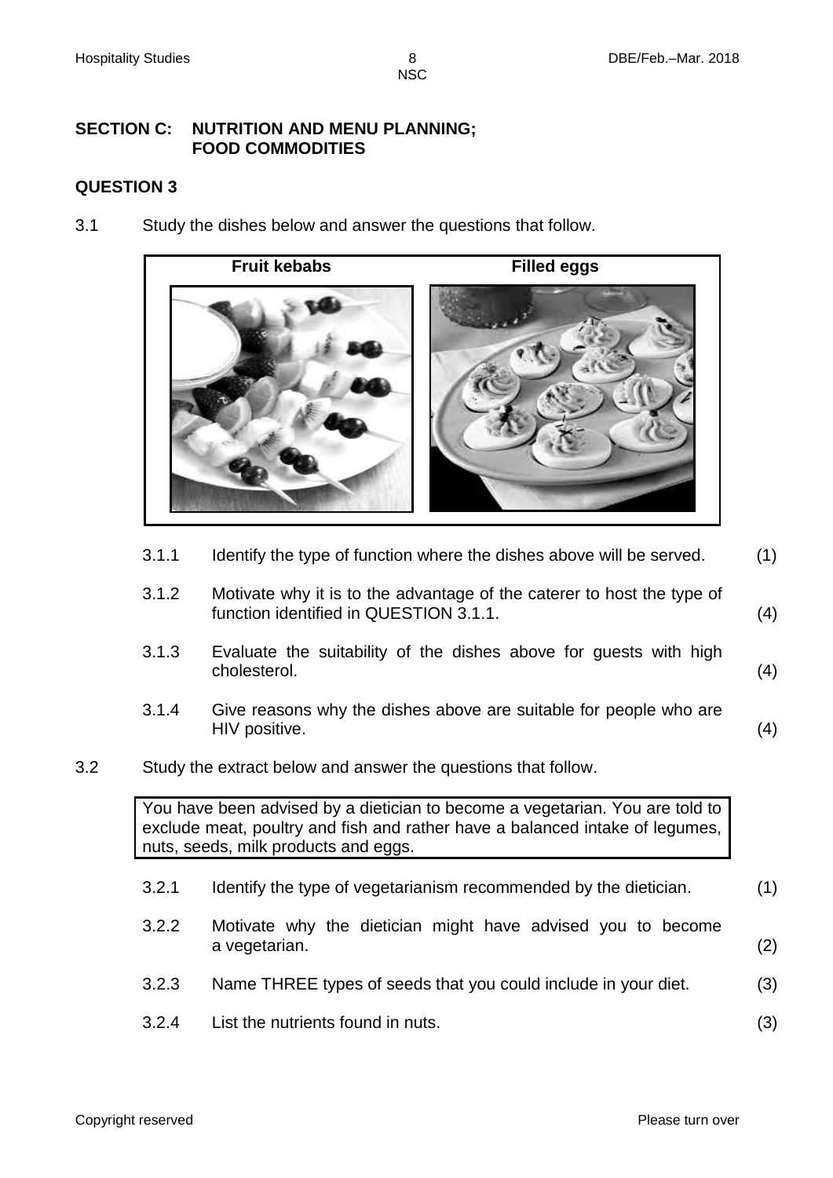## SECTION C: NUTRITION AND MENU PLANNING; FOOD COMMODITIES

## QUESTION 3

3.1 Study the dishes below and answer the questions that follow.

| Fruit kebabs | Filled eggs |
|---|---|

3.1.1 Identify the type of function where the dishes above will be served. (1)

3.1.2 Motivate why it is to the advantage of the caterer to host the type of function identified in QUESTION 3.1.1. (4)

3.1.3 Evaluate the suitability of the dishes above for guests with high cholesterol. (4)

3.1.4 Give reasons why the dishes above are suitable for people who are HIV positive. (4)

3.2 Study the extract below and answer the questions that follow.

> You have been advised by a dietician to become a vegetarian. You are told to exclude meat, poultry and fish and rather have a balanced intake of legumes, nuts, seeds, milk products and eggs.

3.2.1 Identify the type of vegetarianism recommended by the dietician. (1)

3.2.2 Motivate why the dietician might have advised you to become a vegetarian. (2)

3.2.3 Name THREE types of seeds that you could include in your diet. (3)

3.2.4 List the nutrients found in nuts. (3)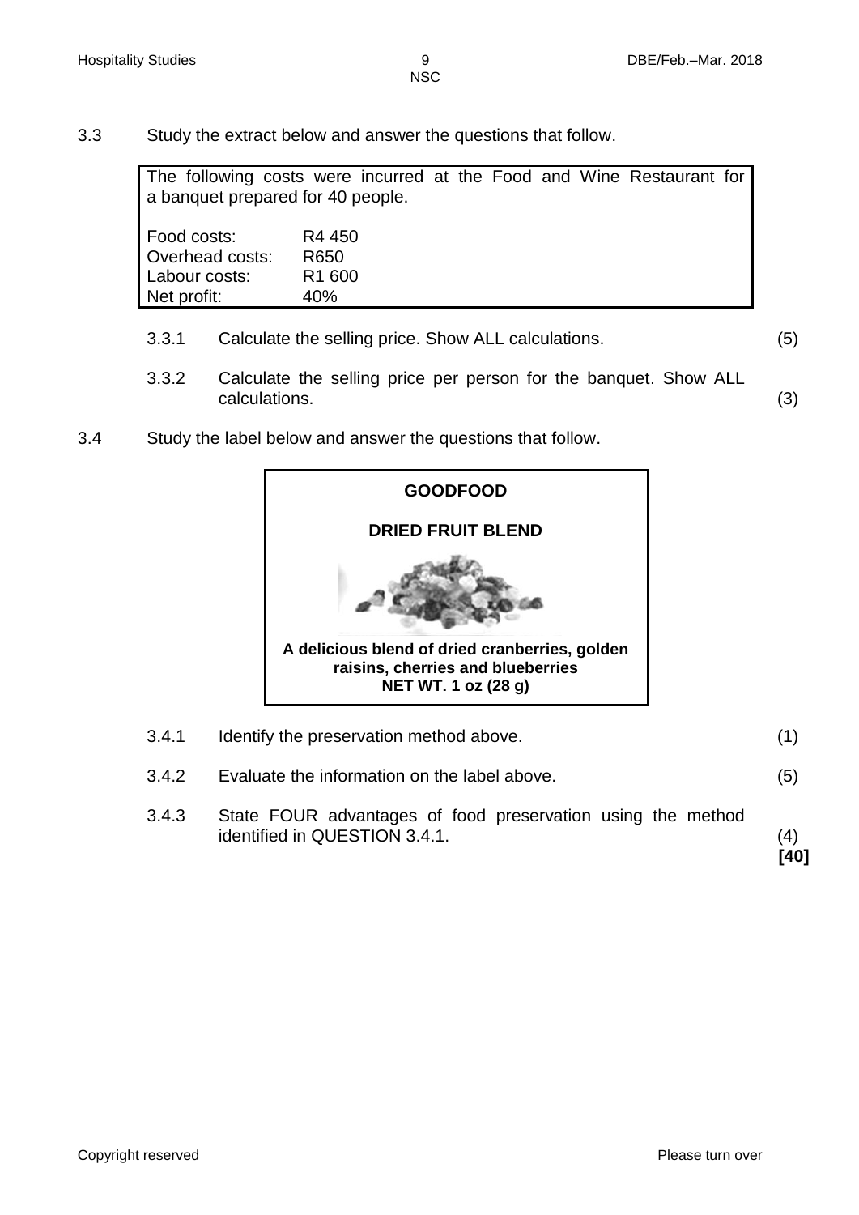3.3 Study the extract below and answer the questions that follow.

The following costs were incurred at the Food and Wine Restaurant for a banquet prepared for 40 people.

| | |
|---|---|
| Food costs: | R4 450 |
| Overhead costs: | R650 |
| Labour costs: | R1 600 |
| Net profit: | 40% |

3.3.1 Calculate the selling price. Show ALL calculations. (5)

3.3.2 Calculate the selling price per person for the banquet. Show ALL calculations. (3)

3.4 Study the label below and answer the questions that follow.

**GOODFOOD**

**DRIED FRUIT BLEND**

**A delicious blend of dried cranberries, golden raisins, cherries and blueberries**
**NET WT. 1 oz (28 g)**

3.4.1 Identify the preservation method above. (1)

3.4.2 Evaluate the information on the label above. (5)

3.4.3 State FOUR advantages of food preservation using the method identified in QUESTION 3.4.1. (4)

**[40]**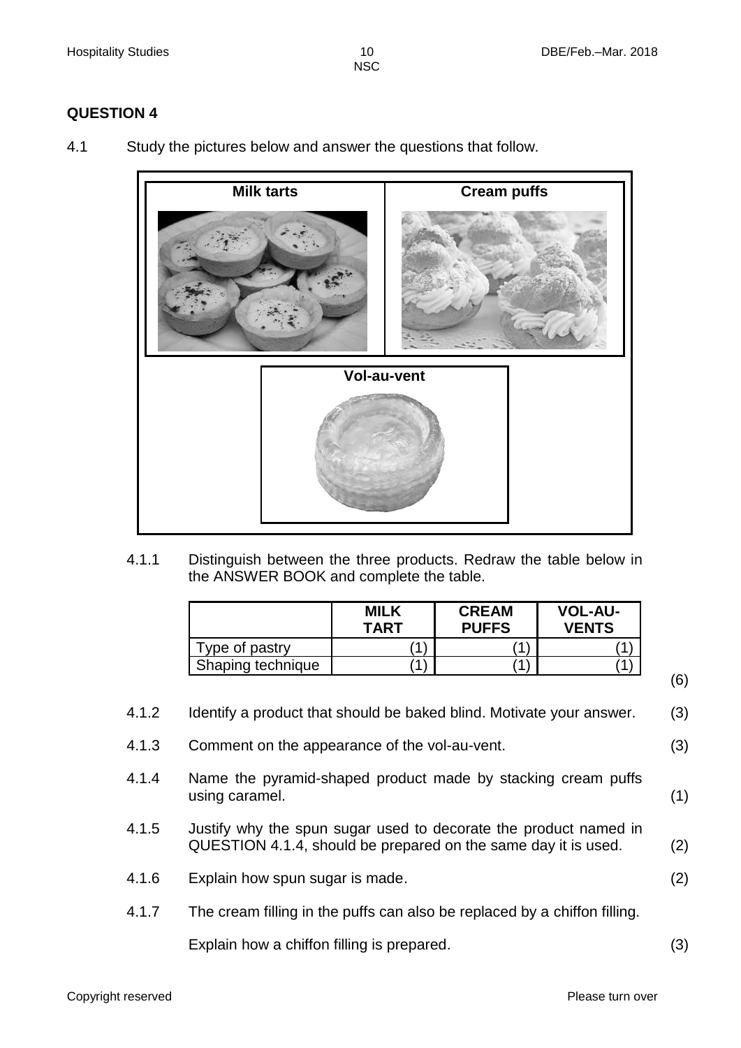## QUESTION 4

4.1 Study the pictures below and answer the questions that follow.

Milk tarts | Cream puffs

Vol-au-vent

4.1.1 Distinguish between the three products. Redraw the table below in the ANSWER BOOK and complete the table.

| | MILK TART | CREAM PUFFS | VOL-AU-VENTS |
|---|---|---|---|
| Type of pastry | (1) | (1) | (1) |
| Shaping technique | (1) | (1) | (1) |

(6)

4.1.2 Identify a product that should be baked blind. Motivate your answer. (3)

4.1.3 Comment on the appearance of the vol-au-vent. (3)

4.1.4 Name the pyramid-shaped product made by stacking cream puffs using caramel. (1)

4.1.5 Justify why the spun sugar used to decorate the product named in QUESTION 4.1.4, should be prepared on the same day it is used. (2)

4.1.6 Explain how spun sugar is made. (2)

4.1.7 The cream filling in the puffs can also be replaced by a chiffon filling.

Explain how a chiffon filling is prepared. (3)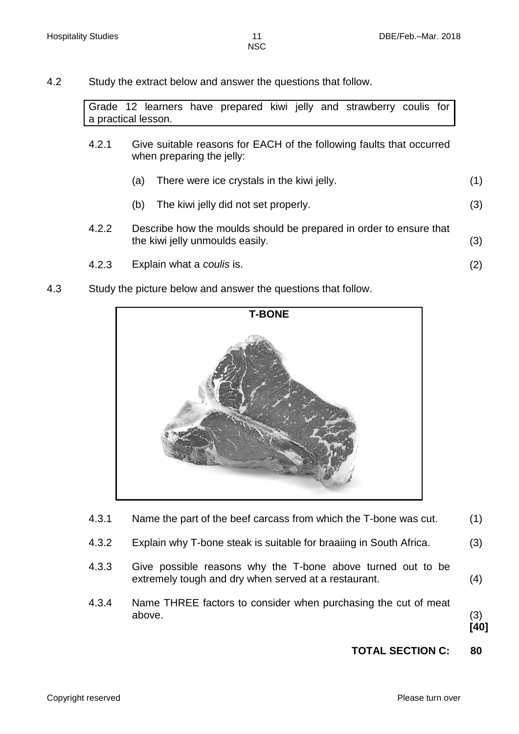4.2 Study the extract below and answer the questions that follow.

> Grade 12 learners have prepared kiwi jelly and strawberry coulis for a practical lesson.

4.2.1 Give suitable reasons for EACH of the following faults that occurred when preparing the jelly:

(a) There were ice crystals in the kiwi jelly. (1)

(b) The kiwi jelly did not set properly. (3)

4.2.2 Describe how the moulds should be prepared in order to ensure that the kiwi jelly unmoulds easily. (3)

4.2.3 Explain what a *coulis* is. (2)

4.3 Study the picture below and answer the questions that follow.

**T-BONE**

4.3.1 Name the part of the beef carcass from which the T-bone was cut. (1)

4.3.2 Explain why T-bone steak is suitable for braaiing in South Africa. (3)

4.3.3 Give possible reasons why the T-bone above turned out to be extremely tough and dry when served at a restaurant. (4)

4.3.4 Name THREE factors to consider when purchasing the cut of meat above. (3)

**[40]**

**TOTAL SECTION C: 80**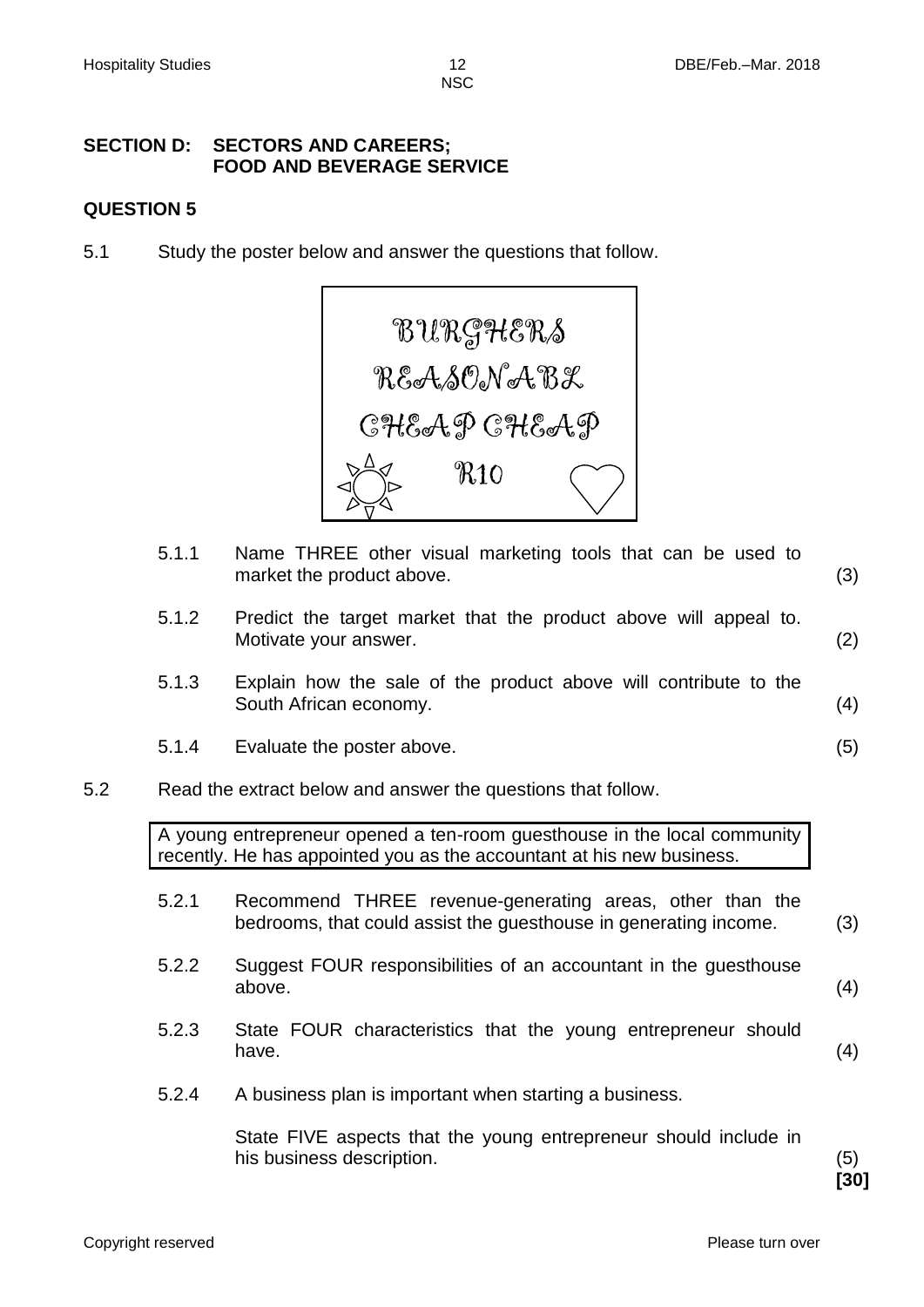## SECTION D: SECTORS AND CAREERS; FOOD AND BEVERAGE SERVICE

### QUESTION 5

5.1 Study the poster below and answer the questions that follow.

BURGHERS
REASONABL
CHEAP CHEAP
R10

5.1.1 Name THREE other visual marketing tools that can be used to market the product above. (3)

5.1.2 Predict the target market that the product above will appeal to. Motivate your answer. (2)

5.1.3 Explain how the sale of the product above will contribute to the South African economy. (4)

5.1.4 Evaluate the poster above. (5)

5.2 Read the extract below and answer the questions that follow.

> A young entrepreneur opened a ten-room guesthouse in the local community recently. He has appointed you as the accountant at his new business.

5.2.1 Recommend THREE revenue-generating areas, other than the bedrooms, that could assist the guesthouse in generating income. (3)

5.2.2 Suggest FOUR responsibilities of an accountant in the guesthouse above. (4)

5.2.3 State FOUR characteristics that the young entrepreneur should have. (4)

5.2.4 A business plan is important when starting a business.

State FIVE aspects that the young entrepreneur should include in his business description. (5)

**[30]**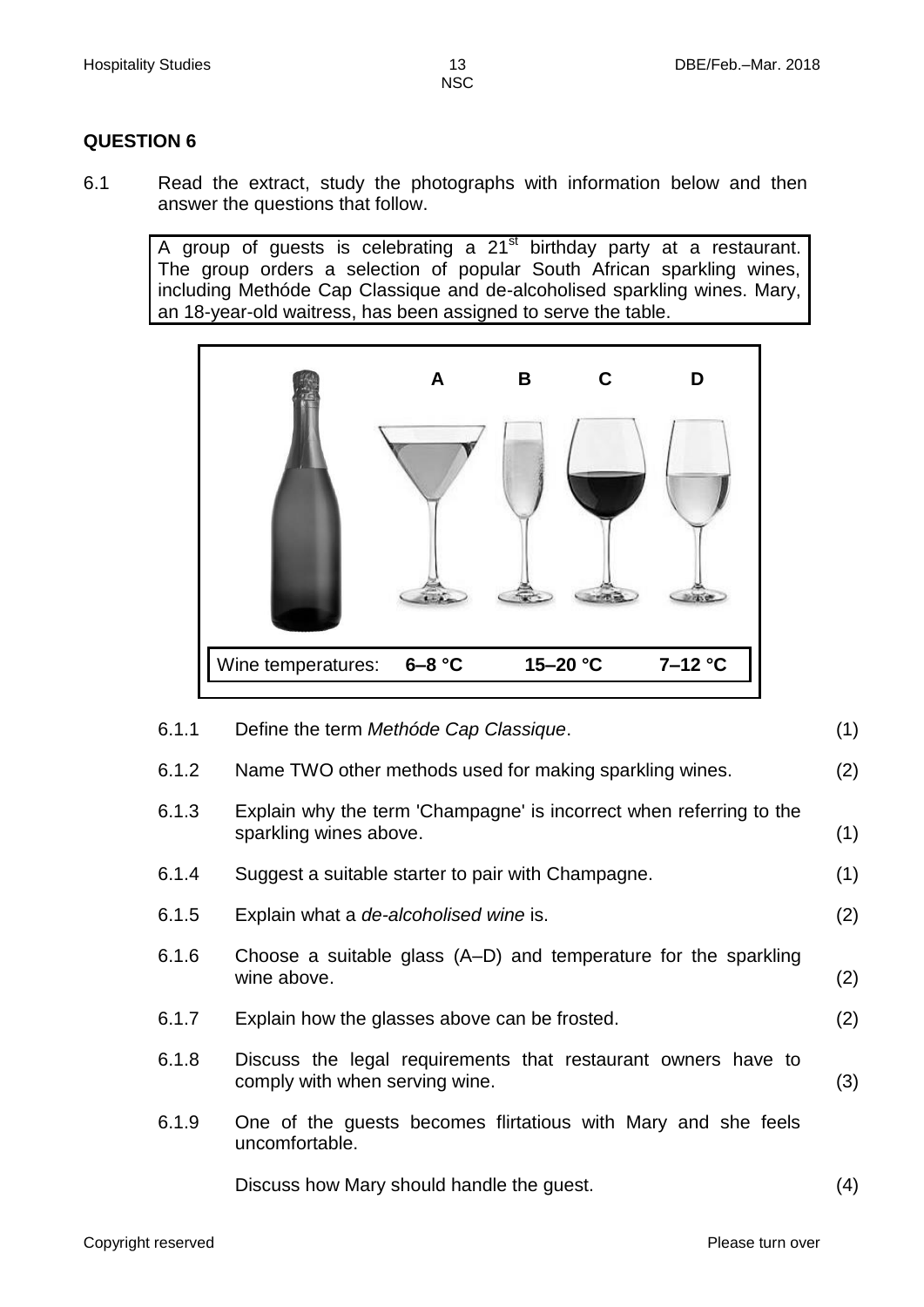## QUESTION 6

6.1 Read the extract, study the photographs with information below and then answer the questions that follow.

> A group of guests is celebrating a 21st birthday party at a restaurant. The group orders a selection of popular South African sparkling wines, including Methóde Cap Classique and de-alcoholised sparkling wines. Mary, an 18-year-old waitress, has been assigned to serve the table.

A B C D

Wine temperatures: **6–8 °C** **15–20 °C** **7–12 °C**

6.1.1 Define the term *Methóde Cap Classique*. (1)

6.1.2 Name TWO other methods used for making sparkling wines. (2)

6.1.3 Explain why the term 'Champagne' is incorrect when referring to the sparkling wines above. (1)

6.1.4 Suggest a suitable starter to pair with Champagne. (1)

6.1.5 Explain what a *de-alcoholised wine* is. (2)

6.1.6 Choose a suitable glass (A–D) and temperature for the sparkling wine above. (2)

6.1.7 Explain how the glasses above can be frosted. (2)

6.1.8 Discuss the legal requirements that restaurant owners have to comply with when serving wine. (3)

6.1.9 One of the guests becomes flirtatious with Mary and she feels uncomfortable.

Discuss how Mary should handle the guest. (4)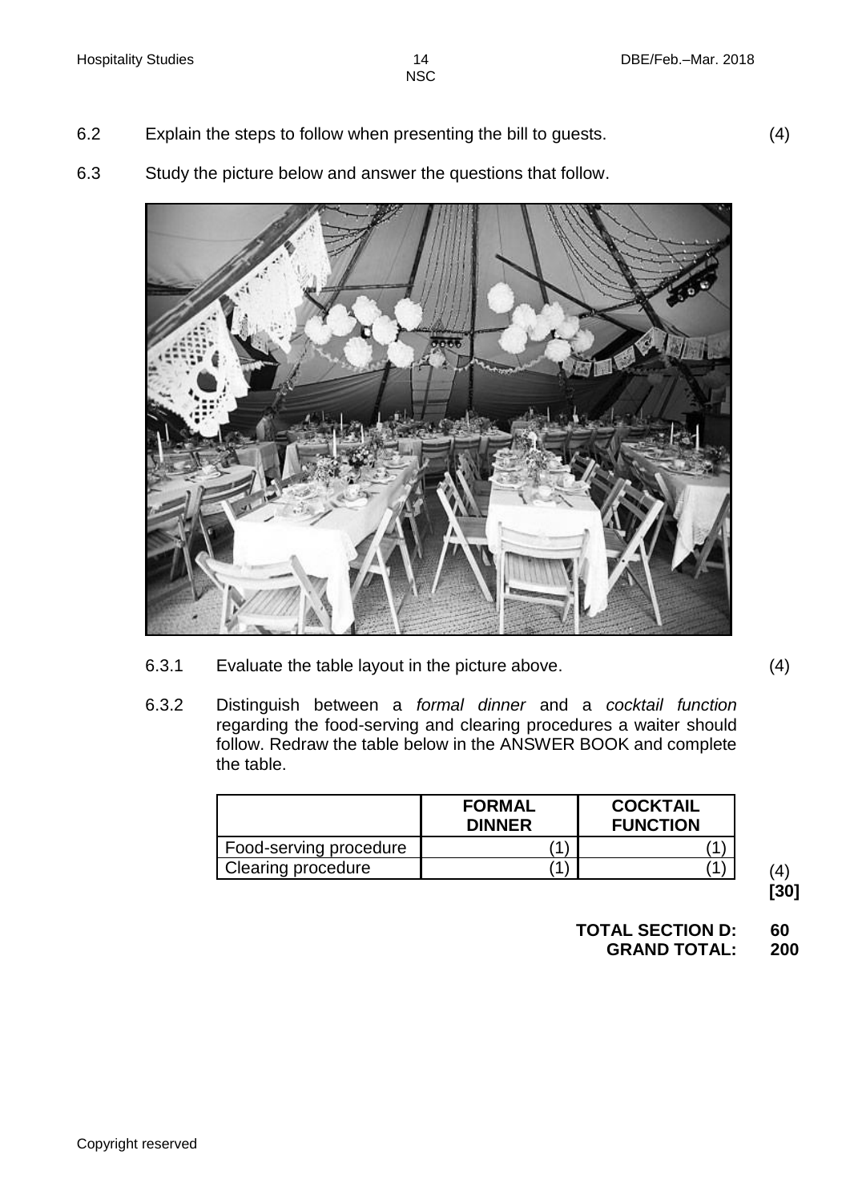6.2 Explain the steps to follow when presenting the bill to guests. (4)

6.3 Study the picture below and answer the questions that follow.

6.3.1 Evaluate the table layout in the picture above. (4)

6.3.2 Distinguish between a *formal dinner* and a *cocktail function* regarding the food-serving and clearing procedures a waiter should follow. Redraw the table below in the ANSWER BOOK and complete the table.

| | **FORMAL DINNER** | **COCKTAIL FUNCTION** |
|---|---|---|
| Food-serving procedure | (1) | (1) |
| Clearing procedure | (1) | (1) |

(4)
**[30]**

**TOTAL SECTION D: 60**
**GRAND TOTAL: 200**